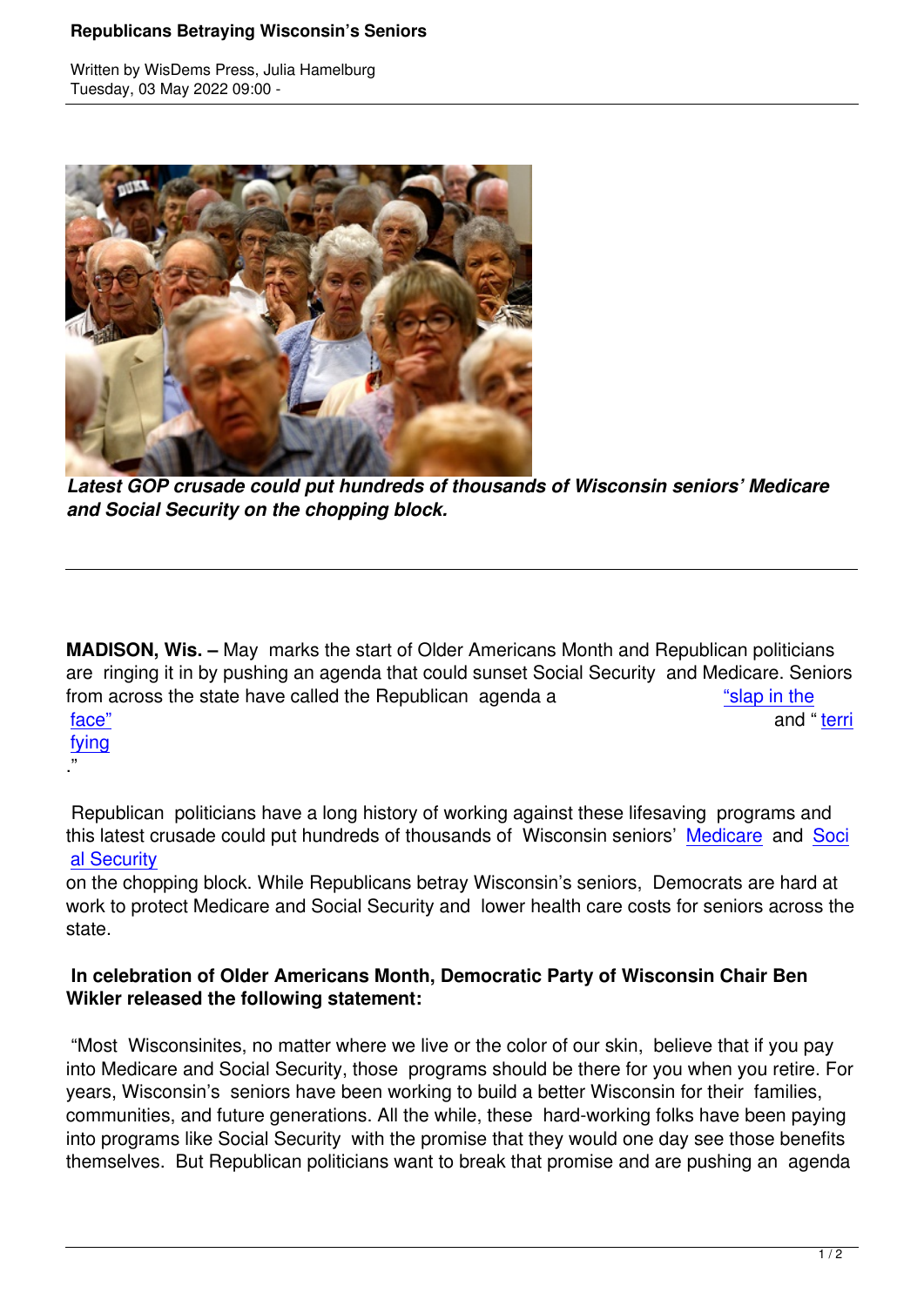# Republicans Betraying Wisconsin's Seniors

Written by WisDems Press, Julia Hamelburg
Tuesday, 03 May 2022 09:00 -

***Latest GOP crusade could put hundreds of thousands of Wisconsin seniors' Medicare and Social Security on the chopping block.***

---

**MADISON, Wis. –** May marks the start of Older Americans Month and Republican politicians are ringing it in by pushing an agenda that could sunset Social Security and Medicare. Seniors from across the state have called the Republican agenda a "slap in the face" and "terrifying."

Republican politicians have a long history of working against these lifesaving programs and this latest crusade could put hundreds of thousands of Wisconsin seniors' Medicare and Social Security on the chopping block. While Republicans betray Wisconsin's seniors, Democrats are hard at work to protect Medicare and Social Security and lower health care costs for seniors across the state.

**In celebration of Older Americans Month, Democratic Party of Wisconsin Chair Ben Wikler released the following statement:**

"Most Wisconsinites, no matter where we live or the color of our skin, believe that if you pay into Medicare and Social Security, those programs should be there for you when you retire. For years, Wisconsin's seniors have been working to build a better Wisconsin for their families, communities, and future generations. All the while, these hard-working folks have been paying into programs like Social Security with the promise that they would one day see those benefits themselves. But Republican politicians want to break that promise and are pushing an agenda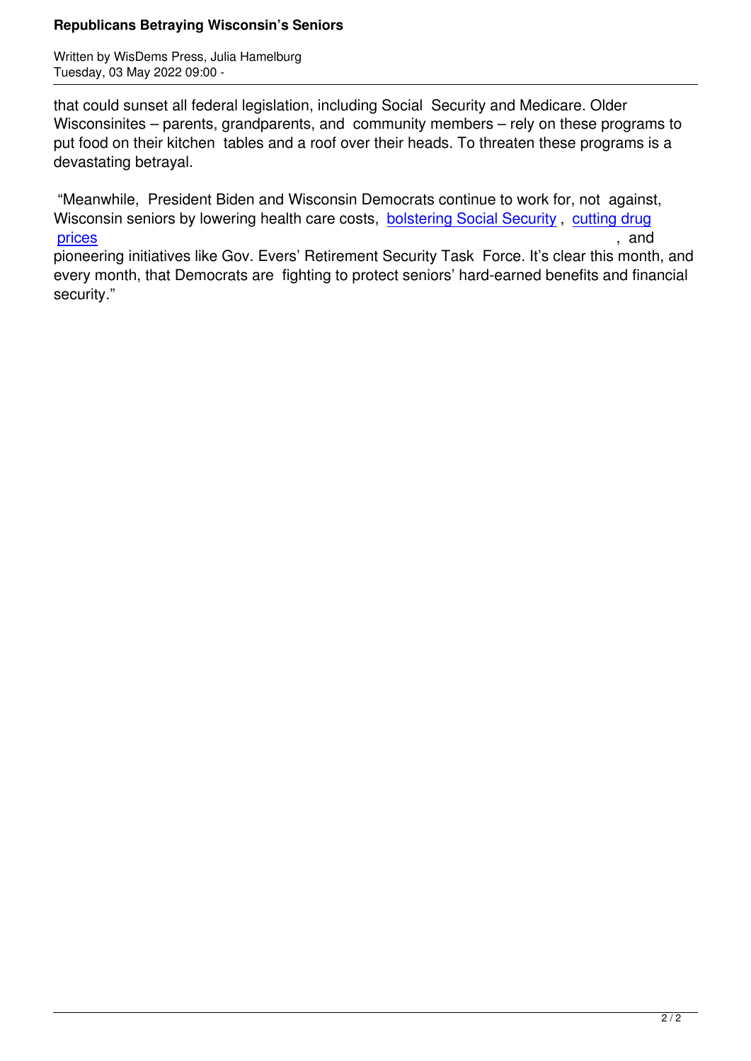that could sunset all federal legislation, including Social Security and Medicare. Older Wisconsinites – parents, grandparents, and community members – rely on these programs to put food on their kitchen tables and a roof over their heads. To threaten these programs is a devastating betrayal.

"Meanwhile, President Biden and Wisconsin Democrats continue to work for, not against, Wisconsin seniors by lowering health care costs, bolstering Social Security, cutting drug prices, and pioneering initiatives like Gov. Evers' Retirement Security Task Force. It's clear this month, and every month, that Democrats are fighting to protect seniors' hard-earned benefits and financial security."